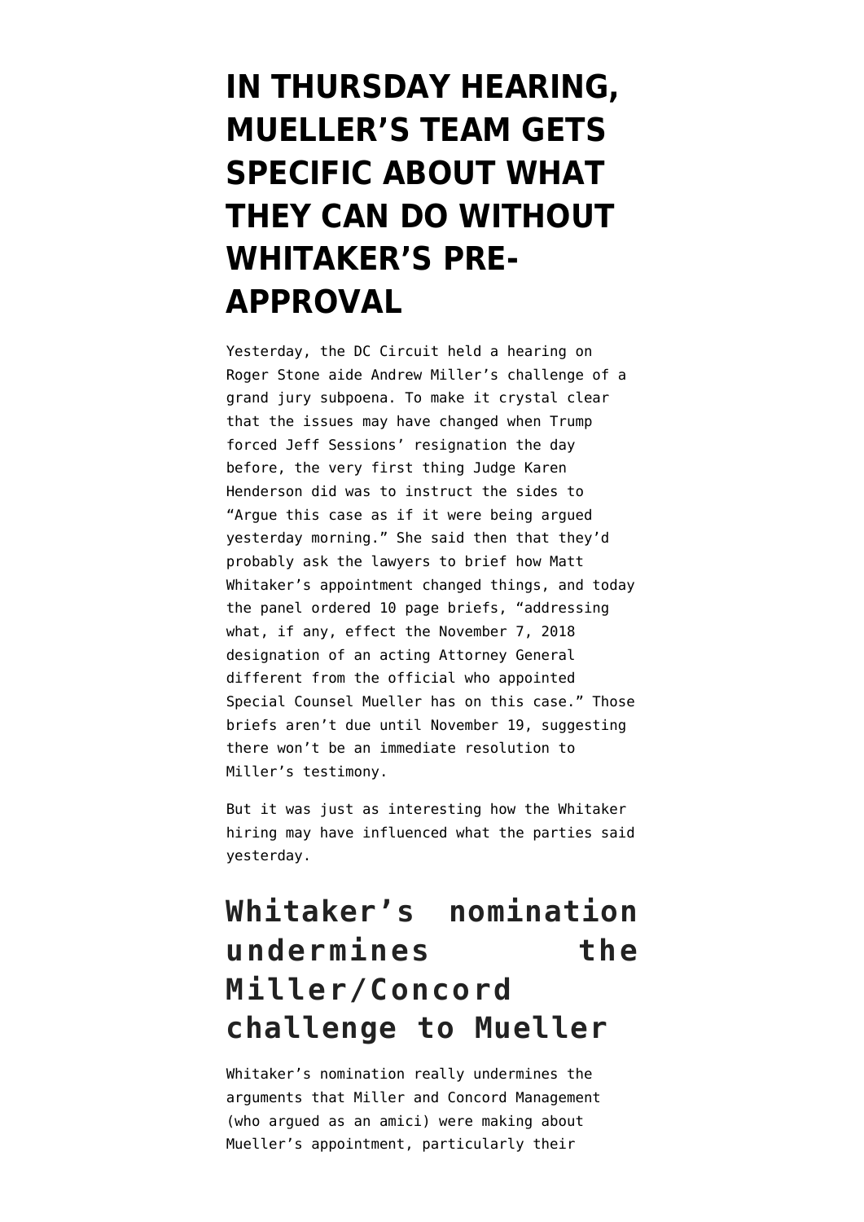# IN THURSDAY HEARING, MUELLER'S TEAM GETS SPECIFIC ABOUT WHAT THEY CAN DO WITHOUT WHITAKER'S PRE-APPROVAL

Yesterday, the DC Circuit held a hearing on Roger Stone aide Andrew Miller's challenge of a grand jury subpoena. To make it crystal clear that the issues may have changed when Trump forced Jeff Sessions' resignation the day before, the very first thing Judge Karen Henderson did was to instruct the sides to "Argue this case as if it were being argued yesterday morning." She said then that they'd probably ask the lawyers to brief how Matt Whitaker's appointment changed things, and today the panel ordered 10 page briefs, "addressing what, if any, effect the November 7, 2018 designation of an acting Attorney General different from the official who appointed Special Counsel Mueller has on this case." Those briefs aren't due until November 19, suggesting there won't be an immediate resolution to Miller's testimony.

But it was just as interesting how the Whitaker hiring may have influenced what the parties said yesterday.

## Whitaker's nomination undermines the Miller/Concord challenge to Mueller

Whitaker's nomination really undermines the arguments that Miller and Concord Management (who argued as an amici) were making about Mueller's appointment, particularly their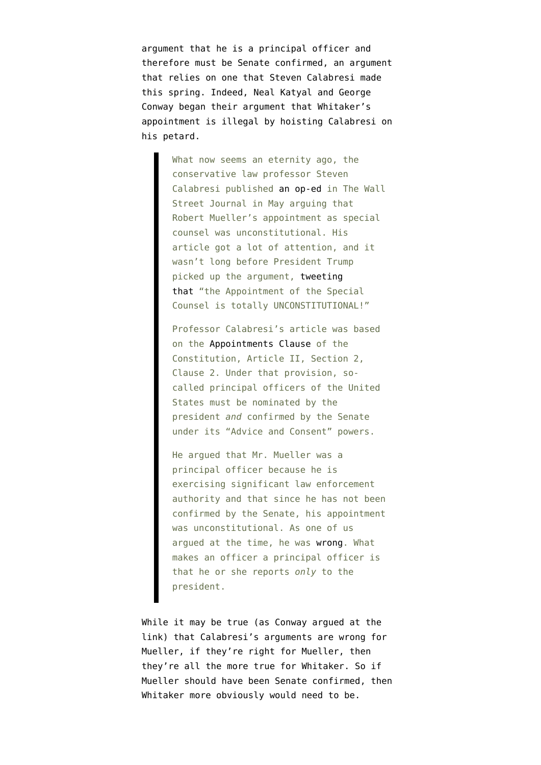argument that he is a principal officer and therefore must be Senate confirmed, an argument that relies on one that Steven Calabresi made this spring. Indeed, Neal Katyal and George Conway began their argument that Whitaker's appointment is illegal by hoisting Calabresi on his petard.

> What now seems an eternity ago, the conservative law professor Steven Calabresi published an op-ed in The Wall Street Journal in May arguing that Robert Mueller's appointment as special counsel was unconstitutional. His article got a lot of attention, and it wasn't long before President Trump picked up the argument, tweeting that "the Appointment of the Special Counsel is totally UNCONSTITUTIONAL!"
>
> Professor Calabresi's article was based on the Appointments Clause of the Constitution, Article II, Section 2, Clause 2. Under that provision, so-called principal officers of the United States must be nominated by the president *and* confirmed by the Senate under its "Advice and Consent" powers.
>
> He argued that Mr. Mueller was a principal officer because he is exercising significant law enforcement authority and that since he has not been confirmed by the Senate, his appointment was unconstitutional. As one of us argued at the time, he was wrong. What makes an officer a principal officer is that he or she reports *only* to the president.

While it may be true (as Conway argued at the link) that Calabresi's arguments are wrong for Mueller, if they're right for Mueller, then they're all the more true for Whitaker. So if Mueller should have been Senate confirmed, then Whitaker more obviously would need to be.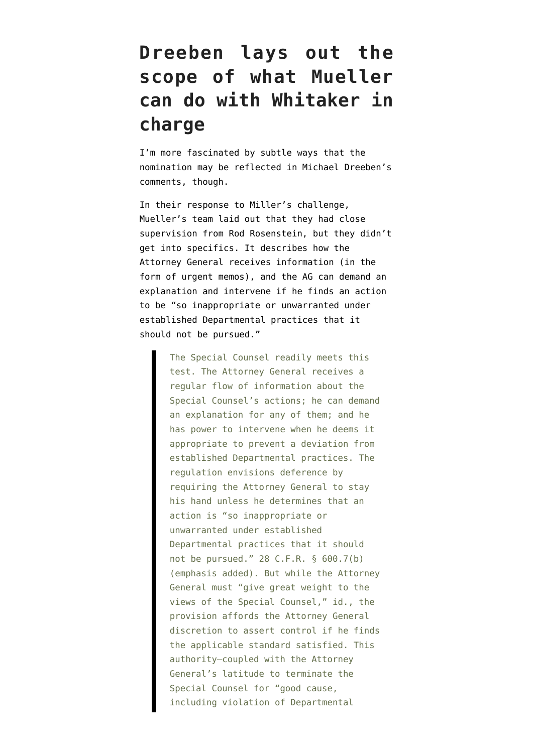# Dreeben lays out the scope of what Mueller can do with Whitaker in charge

I'm more fascinated by subtle ways that the nomination may be reflected in Michael Dreeben's comments, though.

In their response to Miller's challenge, Mueller's team laid out that they had close supervision from Rod Rosenstein, but they didn't get into specifics. It describes how the Attorney General receives information (in the form of urgent memos), and the AG can demand an explanation and intervene if he finds an action to be "so inappropriate or unwarranted under established Departmental practices that it should not be pursued."

> The Special Counsel readily meets this test. The Attorney General receives a regular flow of information about the Special Counsel's actions; he can demand an explanation for any of them; and he has power to intervene when he deems it appropriate to prevent a deviation from established Departmental practices. The regulation envisions deference by requiring the Attorney General to stay his hand unless he determines that an action is "so inappropriate or unwarranted under established Departmental practices that it should not be pursued." 28 C.F.R. § 600.7(b) (emphasis added). But while the Attorney General must "give great weight to the views of the Special Counsel," id., the provision affords the Attorney General discretion to assert control if he finds the applicable standard satisfied. This authority—coupled with the Attorney General's latitude to terminate the Special Counsel for "good cause, including violation of Departmental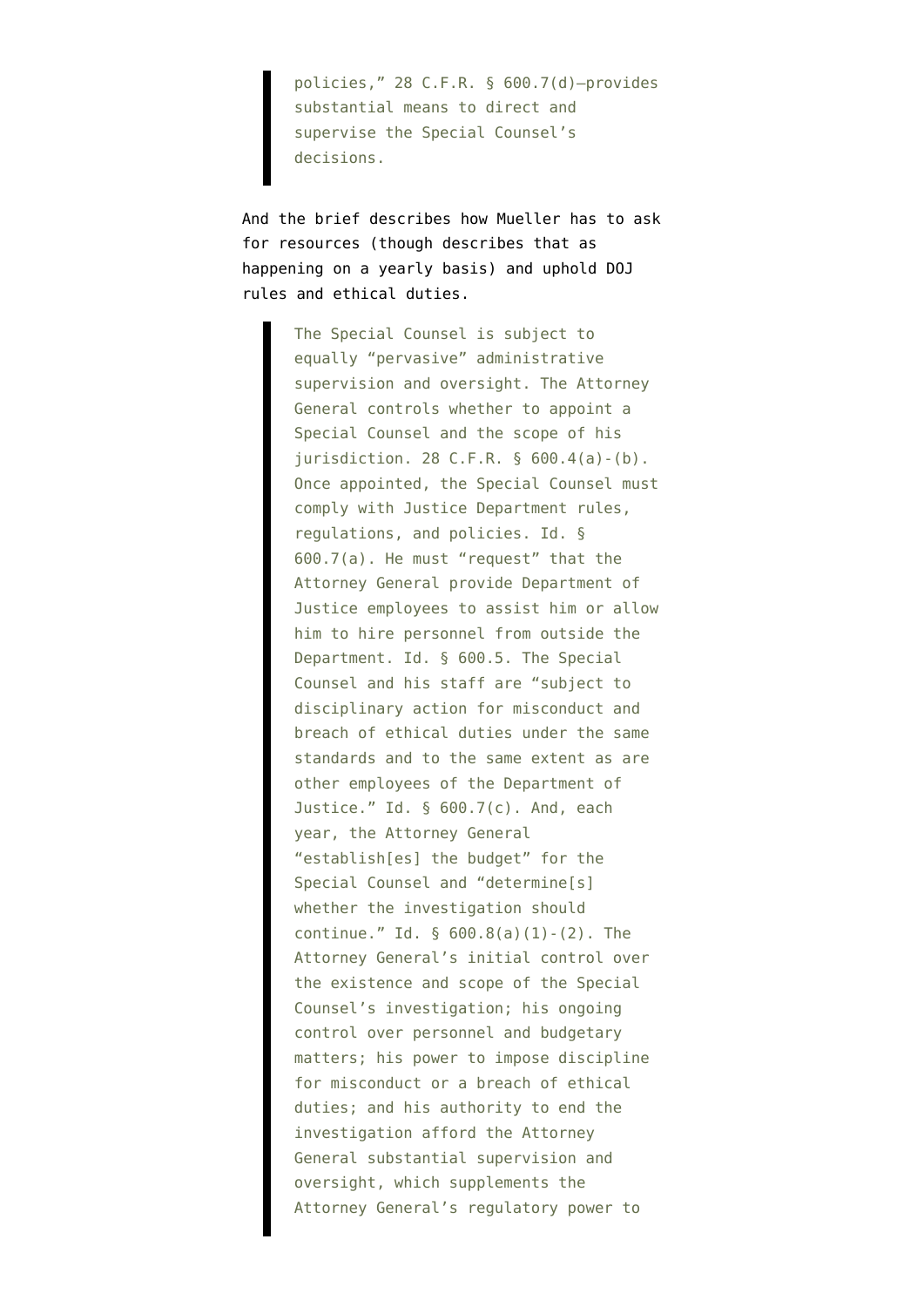> policies," 28 C.F.R. § 600.7(d)—provides substantial means to direct and supervise the Special Counsel's decisions.

And the brief describes how Mueller has to ask for resources (though describes that as happening on a yearly basis) and uphold DOJ rules and ethical duties.

> The Special Counsel is subject to equally "pervasive" administrative supervision and oversight. The Attorney General controls whether to appoint a Special Counsel and the scope of his jurisdiction. 28 C.F.R. § 600.4(a)-(b). Once appointed, the Special Counsel must comply with Justice Department rules, regulations, and policies. Id. § 600.7(a). He must "request" that the Attorney General provide Department of Justice employees to assist him or allow him to hire personnel from outside the Department. Id. § 600.5. The Special Counsel and his staff are "subject to disciplinary action for misconduct and breach of ethical duties under the same standards and to the same extent as are other employees of the Department of Justice." Id. § 600.7(c). And, each year, the Attorney General "establish[es] the budget" for the Special Counsel and "determine[s] whether the investigation should continue." Id. § 600.8(a)(1)-(2). The Attorney General's initial control over the existence and scope of the Special Counsel's investigation; his ongoing control over personnel and budgetary matters; his power to impose discipline for misconduct or a breach of ethical duties; and his authority to end the investigation afford the Attorney General substantial supervision and oversight, which supplements the Attorney General's regulatory power to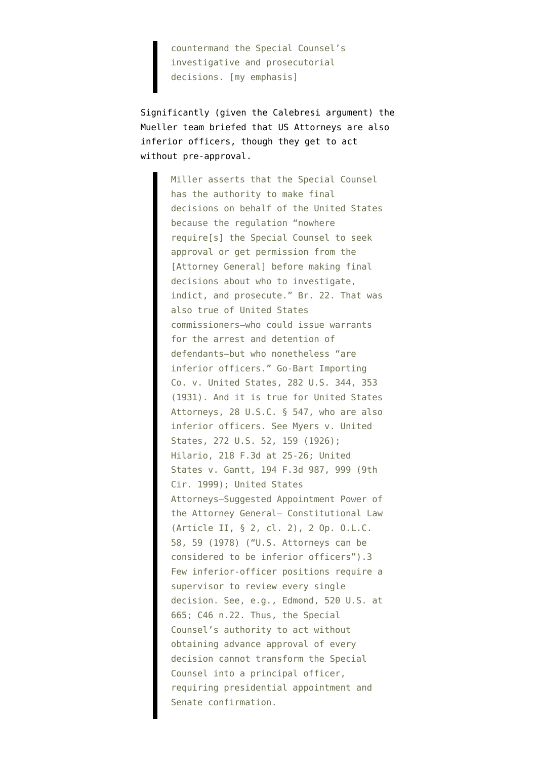> countermand the Special Counsel's investigative and prosecutorial decisions. [my emphasis]

Significantly (given the Calebresi argument) the Mueller team briefed that US Attorneys are also inferior officers, though they get to act without pre-approval.

> Miller asserts that the Special Counsel has the authority to make final decisions on behalf of the United States because the regulation "nowhere require[s] the Special Counsel to seek approval or get permission from the [Attorney General] before making final decisions about who to investigate, indict, and prosecute." Br. 22. That was also true of United States commissioners—who could issue warrants for the arrest and detention of defendants—but who nonetheless "are inferior officers." Go-Bart Importing Co. v. United States, 282 U.S. 344, 353 (1931). And it is true for United States Attorneys, 28 U.S.C. § 547, who are also inferior officers. See Myers v. United States, 272 U.S. 52, 159 (1926); Hilario, 218 F.3d at 25-26; United States v. Gantt, 194 F.3d 987, 999 (9th Cir. 1999); United States Attorneys—Suggested Appointment Power of the Attorney General— Constitutional Law (Article II, § 2, cl. 2), 2 Op. O.L.C. 58, 59 (1978) ("U.S. Attorneys can be considered to be inferior officers").3 Few inferior-officer positions require a supervisor to review every single decision. See, e.g., Edmond, 520 U.S. at 665; C46 n.22. Thus, the Special Counsel's authority to act without obtaining advance approval of every decision cannot transform the Special Counsel into a principal officer, requiring presidential appointment and Senate confirmation.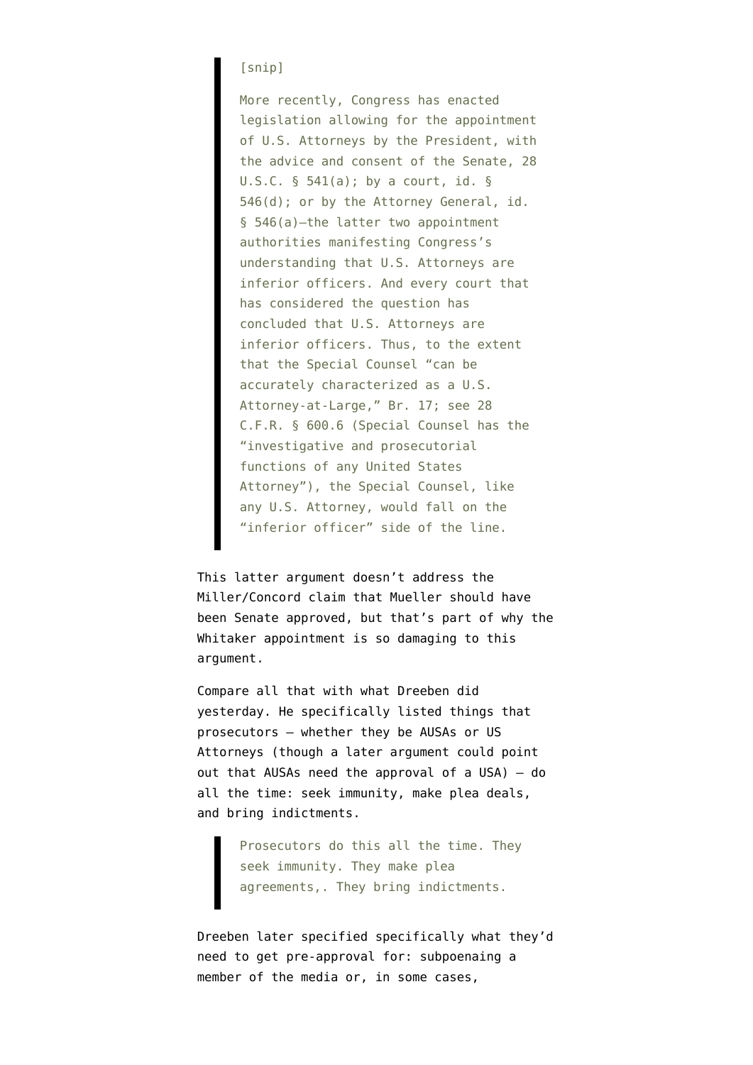> [snip]
>
> More recently, Congress has enacted legislation allowing for the appointment of U.S. Attorneys by the President, with the advice and consent of the Senate, 28 U.S.C. § 541(a); by a court, id. § 546(d); or by the Attorney General, id. § 546(a)—the latter two appointment authorities manifesting Congress's understanding that U.S. Attorneys are inferior officers. And every court that has considered the question has concluded that U.S. Attorneys are inferior officers. Thus, to the extent that the Special Counsel "can be accurately characterized as a U.S. Attorney-at-Large," Br. 17; see 28 C.F.R. § 600.6 (Special Counsel has the "investigative and prosecutorial functions of any United States Attorney"), the Special Counsel, like any U.S. Attorney, would fall on the "inferior officer" side of the line.

This latter argument doesn't address the Miller/Concord claim that Mueller should have been Senate approved, but that's part of why the Whitaker appointment is so damaging to this argument.

Compare all that with what Dreeben did yesterday. He specifically listed things that prosecutors — whether they be AUSAs or US Attorneys (though a later argument could point out that AUSAs need the approval of a USA) — do all the time: seek immunity, make plea deals, and bring indictments.

> Prosecutors do this all the time. They seek immunity. They make plea agreements,. They bring indictments.

Dreeben later specified specifically what they'd need to get pre-approval for: subpoenaing a member of the media or, in some cases,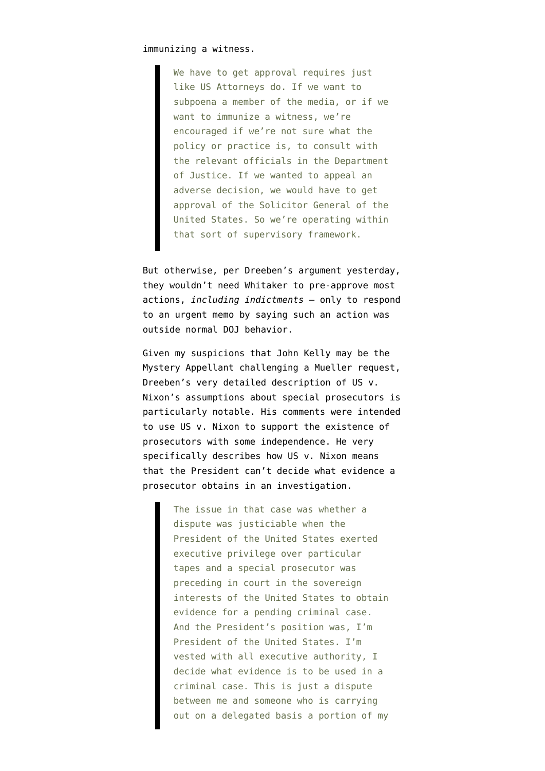immunizing a witness.

> We have to get approval requires just like US Attorneys do. If we want to subpoena a member of the media, or if we want to immunize a witness, we're encouraged if we're not sure what the policy or practice is, to consult with the relevant officials in the Department of Justice. If we wanted to appeal an adverse decision, we would have to get approval of the Solicitor General of the United States. So we're operating within that sort of supervisory framework.

But otherwise, per Dreeben's argument yesterday, they wouldn't need Whitaker to pre-approve most actions, *including indictments* — only to respond to an urgent memo by saying such an action was outside normal DOJ behavior.

Given my suspicions that John Kelly may be the Mystery Appellant challenging a Mueller request, Dreeben's very detailed description of US v. Nixon's assumptions about special prosecutors is particularly notable. His comments were intended to use US v. Nixon to support the existence of prosecutors with some independence. He very specifically describes how US v. Nixon means that the President can't decide what evidence a prosecutor obtains in an investigation.

> The issue in that case was whether a dispute was justiciable when the President of the United States exerted executive privilege over particular tapes and a special prosecutor was preceding in court in the sovereign interests of the United States to obtain evidence for a pending criminal case. And the President's position was, I'm President of the United States. I'm vested with all executive authority, I decide what evidence is to be used in a criminal case. This is just a dispute between me and someone who is carrying out on a delegated basis a portion of my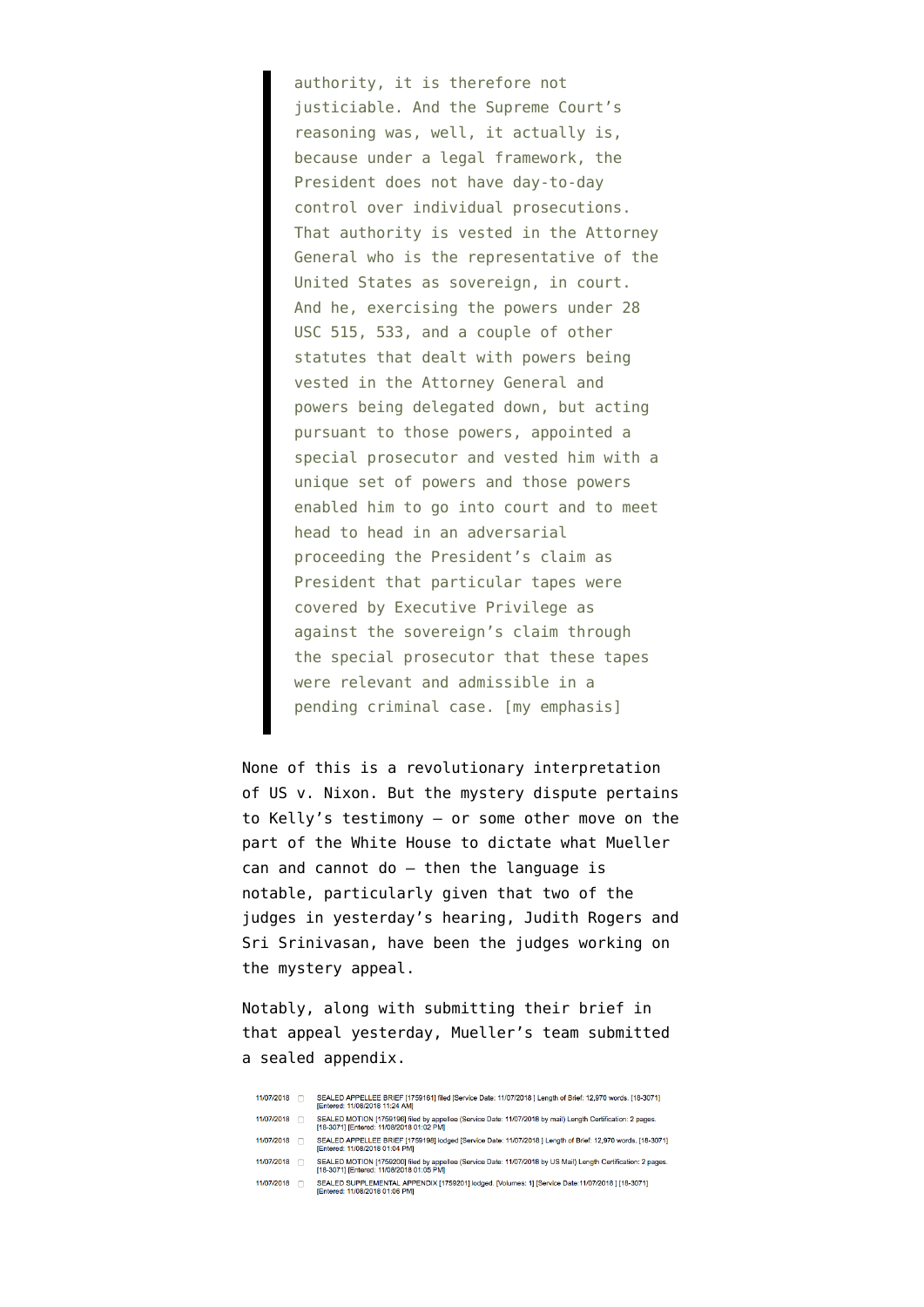> authority, it is therefore not justiciable. And the Supreme Court's reasoning was, well, it actually is, because under a legal framework, the President does not have day-to-day control over individual prosecutions. That authority is vested in the Attorney General who is the representative of the United States as sovereign, in court. And he, exercising the powers under 28 USC 515, 533, and a couple of other statutes that dealt with powers being vested in the Attorney General and powers being delegated down, but acting pursuant to those powers, appointed a special prosecutor and vested him with a unique set of powers and those powers enabled him to go into court and to meet head to head in an adversarial proceeding the President's claim as President that particular tapes were covered by Executive Privilege as against the sovereign's claim through the special prosecutor that these tapes were relevant and admissible in a pending criminal case. [my emphasis]

None of this is a revolutionary interpretation of US v. Nixon. But the mystery dispute pertains to Kelly's testimony — or some other move on the part of the White House to dictate what Mueller can and cannot do — then the language is notable, particularly given that two of the judges in yesterday's hearing, Judith Rogers and Sri Srinivasan, have been the judges working on the mystery appeal.

Notably, along with submitting their brief in that appeal yesterday, Mueller's team submitted a sealed appendix.

| | |
|---|---|
| 11/07/2018 | SEALED APPELLEE BRIEF [1759161] filed [Service Date: 11/07/2018 ] Length of Brief: 12,970 words. [18-3071] [Entered: 11/08/2018 11:24 AM] |
| 11/07/2018 | SEALED MOTION [1759196] filed by appellee (Service Date: 11/07/2018 by mail) Length Certification: 2 pages. [18-3071] [Entered: 11/08/2018 01:02 PM] |
| 11/07/2018 | SEALED APPELLEE BRIEF [1759198] lodged [Service Date: 11/07/2018 ] Length of Brief: 12,970 words. [18-3071] [Entered: 11/08/2018 01:04 PM] |
| 11/07/2018 | SEALED MOTION [1759200] filed by appellee (Service Date: 11/07/2018 by US Mail) Length Certification: 2 pages. [18-3071] [Entered: 11/08/2018 01:05 PM] |
| 11/07/2018 | SEALED SUPPLEMENTAL APPENDIX [1759201] lodged. [Volumes: 1] [Service Date:11/07/2018 ] [18-3071] [Entered: 11/08/2018 01:06 PM] |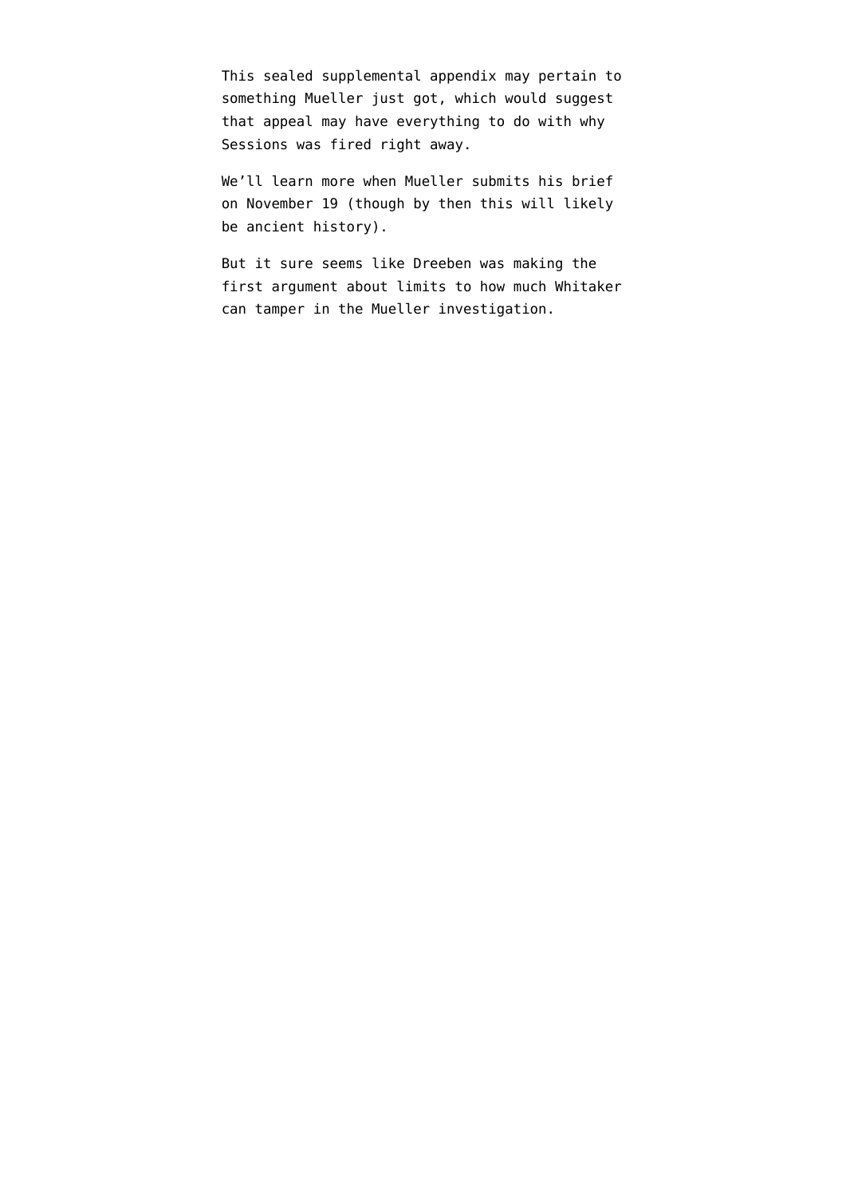This sealed supplemental appendix may pertain to something Mueller just got, which would suggest that appeal may have everything to do with why Sessions was fired right away.

We'll learn more when Mueller submits his brief on November 19 (though by then this will likely be ancient history).

But it sure seems like Dreeben was making the first argument about limits to how much Whitaker can tamper in the Mueller investigation.